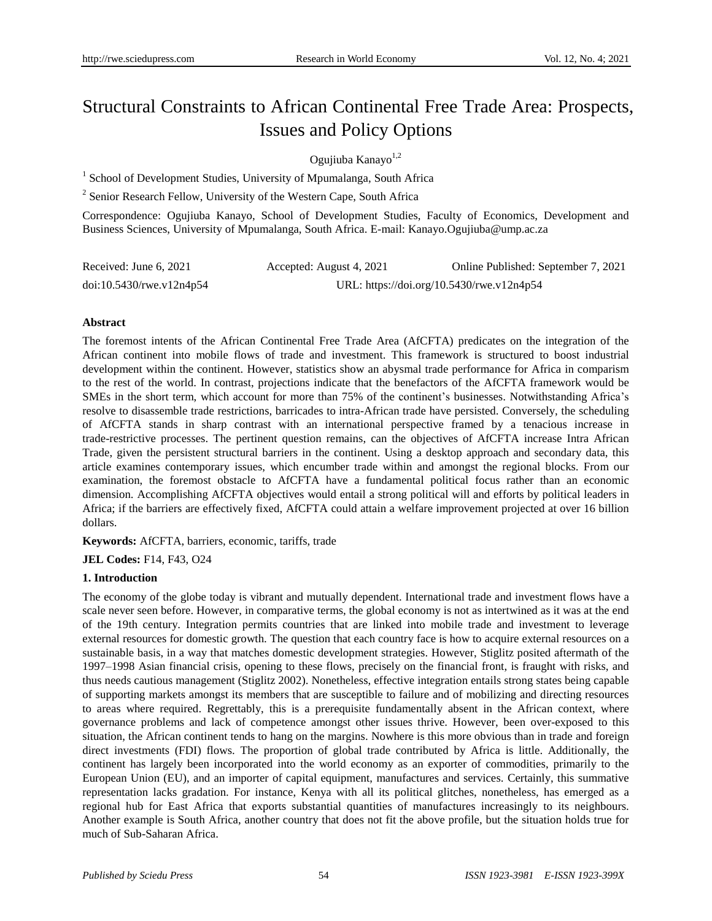# Structural Constraints to African Continental Free Trade Area: Prospects, Issues and Policy Options

Ogujiuba Kanayo[1,2]

[1] School of Development Studies, University of Mpumalanga, South Africa

[2] Senior Research Fellow, University of the Western Cape, South Africa

Correspondence: Ogujiuba Kanayo, School of Development Studies, Faculty of Economics, Development and Business Sciences, University of Mpumalanga, South Africa. E-mail: Kanayo.Ogujiuba@ump.ac.za

Received: June 6, 2021 Accepted: August 4, 2021 Online Published: September 7, 2021

doi:10.5430/rwe.v12n4p54 URL: https://doi.org/10.5430/rwe.v12n4p54

**Abstract**

The foremost intents of the African Continental Free Trade Area (AfCFTA) predicates on the integration of the African continent into mobile flows of trade and investment. This framework is structured to boost industrial development within the continent. However, statistics show an abysmal trade performance for Africa in comparism to the rest of the world. In contrast, projections indicate that the benefactors of the AfCFTA framework would be SMEs in the short term, which account for more than 75% of the continent's businesses. Notwithstanding Africa's resolve to disassemble trade restrictions, barricades to intra-African trade have persisted. Conversely, the scheduling of AfCFTA stands in sharp contrast with an international perspective framed by a tenacious increase in trade-restrictive processes. The pertinent question remains, can the objectives of AfCFTA increase Intra African Trade, given the persistent structural barriers in the continent. Using a desktop approach and secondary data, this article examines contemporary issues, which encumber trade within and amongst the regional blocks. From our examination, the foremost obstacle to AfCFTA have a fundamental political focus rather than an economic dimension. Accomplishing AfCFTA objectives would entail a strong political will and efforts by political leaders in Africa; if the barriers are effectively fixed, AfCFTA could attain a welfare improvement projected at over 16 billion dollars.

**Keywords:** AfCFTA, barriers, economic, tariffs, trade

**JEL Codes:** F14, F43, O24

## 1. Introduction

The economy of the globe today is vibrant and mutually dependent. International trade and investment flows have a scale never seen before. However, in comparative terms, the global economy is not as intertwined as it was at the end of the 19th century. Integration permits countries that are linked into mobile trade and investment to leverage external resources for domestic growth. The question that each country face is how to acquire external resources on a sustainable basis, in a way that matches domestic development strategies. However, Stiglitz posited aftermath of the 1997–1998 Asian financial crisis, opening to these flows, precisely on the financial front, is fraught with risks, and thus needs cautious management (Stiglitz 2002). Nonetheless, effective integration entails strong states being capable of supporting markets amongst its members that are susceptible to failure and of mobilizing and directing resources to areas where required. Regrettably, this is a prerequisite fundamentally absent in the African context, where governance problems and lack of competence amongst other issues thrive. However, been over-exposed to this situation, the African continent tends to hang on the margins. Nowhere is this more obvious than in trade and foreign direct investments (FDI) flows. The proportion of global trade contributed by Africa is little. Additionally, the continent has largely been incorporated into the world economy as an exporter of commodities, primarily to the European Union (EU), and an importer of capital equipment, manufactures and services. Certainly, this summative representation lacks gradation. For instance, Kenya with all its political glitches, nonetheless, has emerged as a regional hub for East Africa that exports substantial quantities of manufactures increasingly to its neighbours. Another example is South Africa, another country that does not fit the above profile, but the situation holds true for much of Sub-Saharan Africa.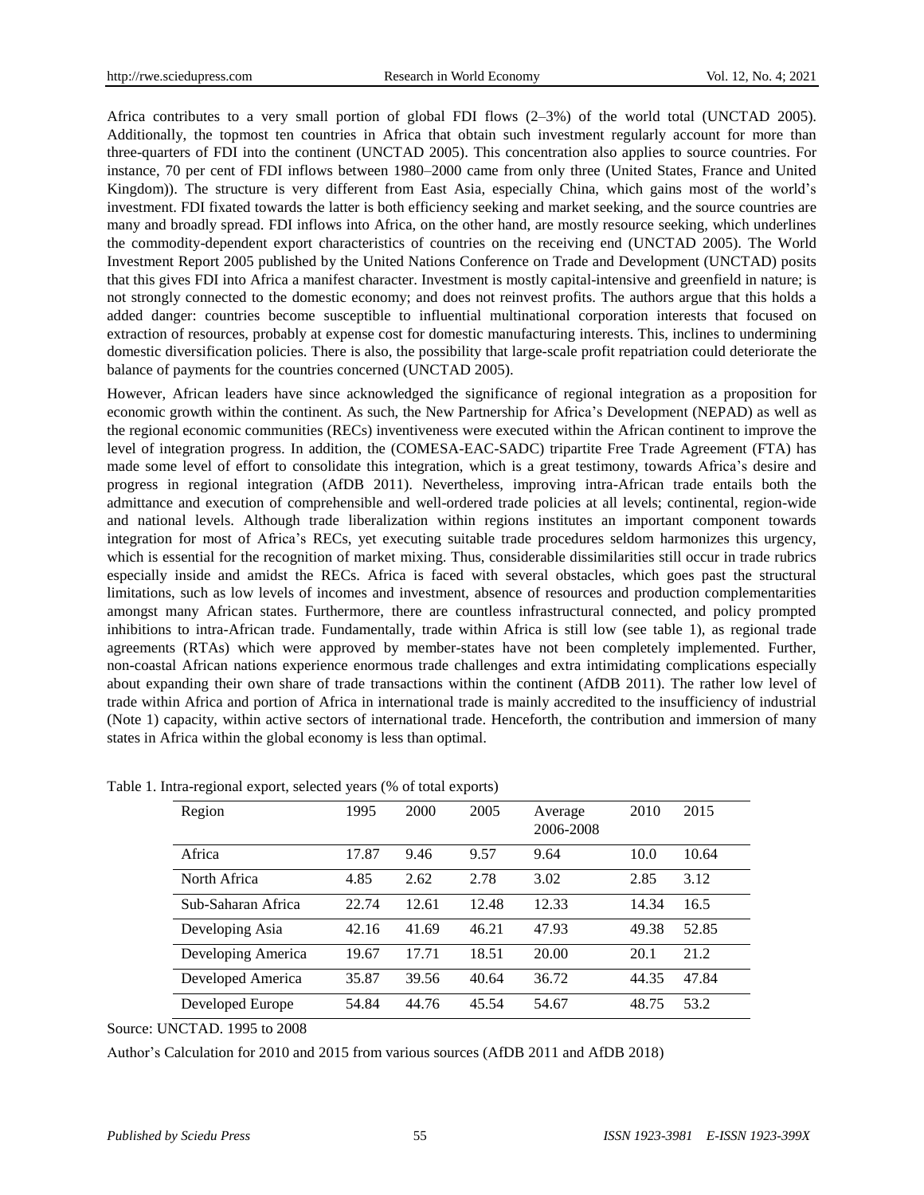Africa contributes to a very small portion of global FDI flows (2–3%) of the world total (UNCTAD 2005). Additionally, the topmost ten countries in Africa that obtain such investment regularly account for more than three-quarters of FDI into the continent (UNCTAD 2005). This concentration also applies to source countries. For instance, 70 per cent of FDI inflows between 1980–2000 came from only three (United States, France and United Kingdom)). The structure is very different from East Asia, especially China, which gains most of the world's investment. FDI fixated towards the latter is both efficiency seeking and market seeking, and the source countries are many and broadly spread. FDI inflows into Africa, on the other hand, are mostly resource seeking, which underlines the commodity-dependent export characteristics of countries on the receiving end (UNCTAD 2005). The World Investment Report 2005 published by the United Nations Conference on Trade and Development (UNCTAD) posits that this gives FDI into Africa a manifest character. Investment is mostly capital-intensive and greenfield in nature; is not strongly connected to the domestic economy; and does not reinvest profits. The authors argue that this holds a added danger: countries become susceptible to influential multinational corporation interests that focused on extraction of resources, probably at expense cost for domestic manufacturing interests. This, inclines to undermining domestic diversification policies. There is also, the possibility that large-scale profit repatriation could deteriorate the balance of payments for the countries concerned (UNCTAD 2005).

However, African leaders have since acknowledged the significance of regional integration as a proposition for economic growth within the continent. As such, the New Partnership for Africa's Development (NEPAD) as well as the regional economic communities (RECs) inventiveness were executed within the African continent to improve the level of integration progress. In addition, the (COMESA-EAC-SADC) tripartite Free Trade Agreement (FTA) has made some level of effort to consolidate this integration, which is a great testimony, towards Africa's desire and progress in regional integration (AfDB 2011). Nevertheless, improving intra-African trade entails both the admittance and execution of comprehensible and well-ordered trade policies at all levels; continental, region-wide and national levels. Although trade liberalization within regions institutes an important component towards integration for most of Africa's RECs, yet executing suitable trade procedures seldom harmonizes this urgency, which is essential for the recognition of market mixing. Thus, considerable dissimilarities still occur in trade rubrics especially inside and amidst the RECs. Africa is faced with several obstacles, which goes past the structural limitations, such as low levels of incomes and investment, absence of resources and production complementarities amongst many African states. Furthermore, there are countless infrastructural connected, and policy prompted inhibitions to intra-African trade. Fundamentally, trade within Africa is still low (see table 1), as regional trade agreements (RTAs) which were approved by member-states have not been completely implemented. Further, non-coastal African nations experience enormous trade challenges and extra intimidating complications especially about expanding their own share of trade transactions within the continent (AfDB 2011). The rather low level of trade within Africa and portion of Africa in international trade is mainly accredited to the insufficiency of industrial (Note 1) capacity, within active sectors of international trade. Henceforth, the contribution and immersion of many states in Africa within the global economy is less than optimal.

Table 1. Intra-regional export, selected years (% of total exports)

| Region | 1995 | 2000 | 2005 | Average 2006-2008 | 2010 | 2015 |
|---|---|---|---|---|---|---|
| Africa | 17.87 | 9.46 | 9.57 | 9.64 | 10.0 | 10.64 |
| North Africa | 4.85 | 2.62 | 2.78 | 3.02 | 2.85 | 3.12 |
| Sub-Saharan Africa | 22.74 | 12.61 | 12.48 | 12.33 | 14.34 | 16.5 |
| Developing Asia | 42.16 | 41.69 | 46.21 | 47.93 | 49.38 | 52.85 |
| Developing America | 19.67 | 17.71 | 18.51 | 20.00 | 20.1 | 21.2 |
| Developed America | 35.87 | 39.56 | 40.64 | 36.72 | 44.35 | 47.84 |
| Developed Europe | 54.84 | 44.76 | 45.54 | 54.67 | 48.75 | 53.2 |

Source: UNCTAD. 1995 to 2008

Author's Calculation for 2010 and 2015 from various sources (AfDB 2011 and AfDB 2018)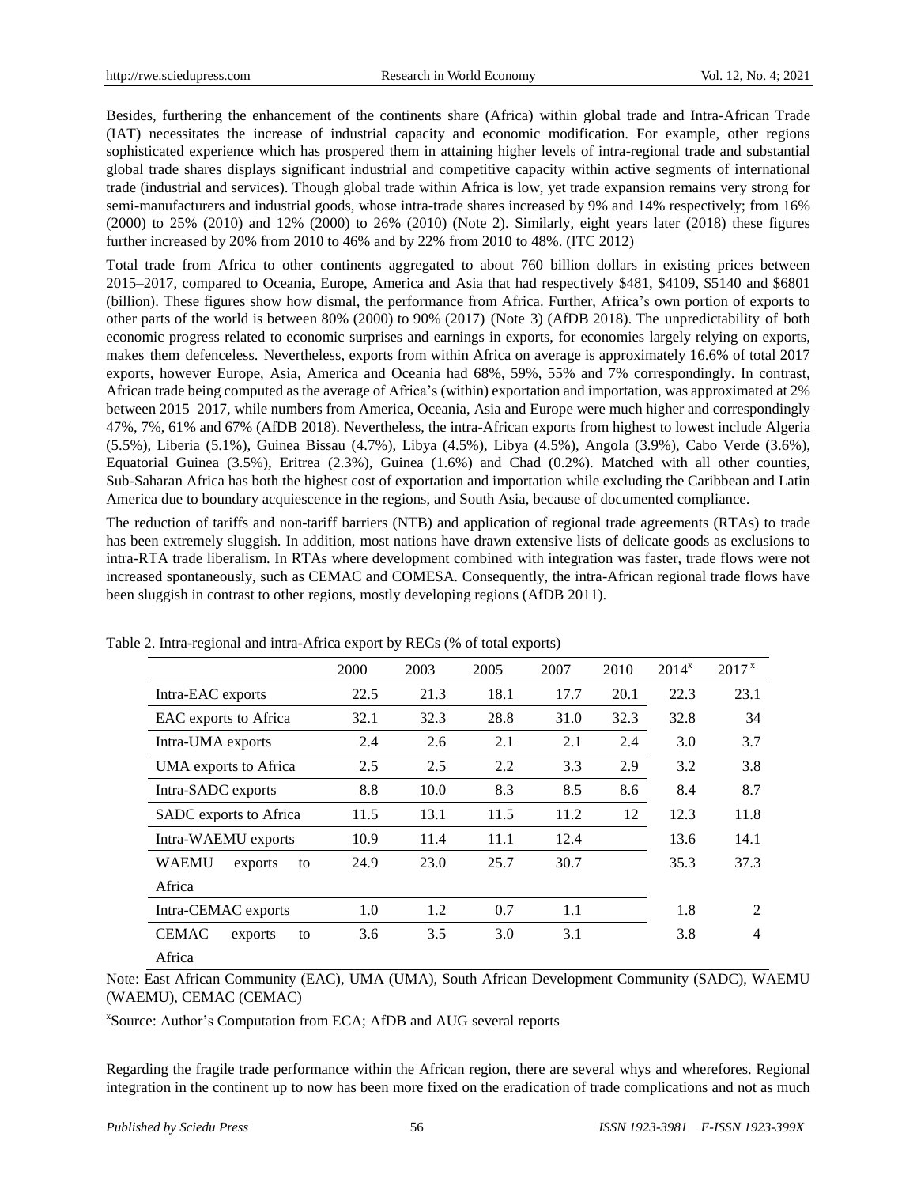Besides, furthering the enhancement of the continents share (Africa) within global trade and Intra-African Trade (IAT) necessitates the increase of industrial capacity and economic modification. For example, other regions sophisticated experience which has prospered them in attaining higher levels of intra-regional trade and substantial global trade shares displays significant industrial and competitive capacity within active segments of international trade (industrial and services). Though global trade within Africa is low, yet trade expansion remains very strong for semi-manufacturers and industrial goods, whose intra-trade shares increased by 9% and 14% respectively; from 16% (2000) to 25% (2010) and 12% (2000) to 26% (2010) (Note 2). Similarly, eight years later (2018) these figures further increased by 20% from 2010 to 46% and by 22% from 2010 to 48%. (ITC 2012)

Total trade from Africa to other continents aggregated to about 760 billion dollars in existing prices between 2015–2017, compared to Oceania, Europe, America and Asia that had respectively $481, $4109, $5140 and $6801 (billion). These figures show how dismal, the performance from Africa. Further, Africa's own portion of exports to other parts of the world is between 80% (2000) to 90% (2017) (Note 3) (AfDB 2018). The unpredictability of both economic progress related to economic surprises and earnings in exports, for economies largely relying on exports, makes them defenceless. Nevertheless, exports from within Africa on average is approximately 16.6% of total 2017 exports, however Europe, Asia, America and Oceania had 68%, 59%, 55% and 7% correspondingly. In contrast, African trade being computed as the average of Africa's (within) exportation and importation, was approximated at 2% between 2015–2017, while numbers from America, Oceania, Asia and Europe were much higher and correspondingly 47%, 7%, 61% and 67% (AfDB 2018). Nevertheless, the intra-African exports from highest to lowest include Algeria (5.5%), Liberia (5.1%), Guinea Bissau (4.7%), Libya (4.5%), Libya (4.5%), Angola (3.9%), Cabo Verde (3.6%), Equatorial Guinea (3.5%), Eritrea (2.3%), Guinea (1.6%) and Chad (0.2%). Matched with all other counties, Sub-Saharan Africa has both the highest cost of exportation and importation while excluding the Caribbean and Latin America due to boundary acquiescence in the regions, and South Asia, because of documented compliance.

The reduction of tariffs and non-tariff barriers (NTB) and application of regional trade agreements (RTAs) to trade has been extremely sluggish. In addition, most nations have drawn extensive lists of delicate goods as exclusions to intra-RTA trade liberalism. In RTAs where development combined with integration was faster, trade flows were not increased spontaneously, such as CEMAC and COMESA. Consequently, the intra-African regional trade flows have been sluggish in contrast to other regions, mostly developing regions (AfDB 2011).

Table 2. Intra-regional and intra-Africa export by RECs (% of total exports)

| | 2000 | 2003 | 2005 | 2007 | 2010 | 2014[x] | 2017[x] |
|---|---|---|---|---|---|---|---|
| Intra-EAC exports | 22.5 | 21.3 | 18.1 | 17.7 | 20.1 | 22.3 | 23.1 |
| EAC exports to Africa | 32.1 | 32.3 | 28.8 | 31.0 | 32.3 | 32.8 | 34 |
| Intra-UMA exports | 2.4 | 2.6 | 2.1 | 2.1 | 2.4 | 3.0 | 3.7 |
| UMA exports to Africa | 2.5 | 2.5 | 2.2 | 3.3 | 2.9 | 3.2 | 3.8 |
| Intra-SADC exports | 8.8 | 10.0 | 8.3 | 8.5 | 8.6 | 8.4 | 8.7 |
| SADC exports to Africa | 11.5 | 13.1 | 11.5 | 11.2 | 12 | 12.3 | 11.8 |
| Intra-WAEMU exports | 10.9 | 11.4 | 11.1 | 12.4 | | 13.6 | 14.1 |
| WAEMU exports to Africa | 24.9 | 23.0 | 25.7 | 30.7 | | 35.3 | 37.3 |
| Intra-CEMAC exports | 1.0 | 1.2 | 0.7 | 1.1 | | 1.8 | 2 |
| CEMAC exports to Africa | 3.6 | 3.5 | 3.0 | 3.1 | | 3.8 | 4 |

Note: East African Community (EAC), UMA (UMA), South African Development Community (SADC), WAEMU (WAEMU), CEMAC (CEMAC)

[x]Source: Author's Computation from ECA; AfDB and AUG several reports

Regarding the fragile trade performance within the African region, there are several whys and wherefores. Regional integration in the continent up to now has been more fixed on the eradication of trade complications and not as much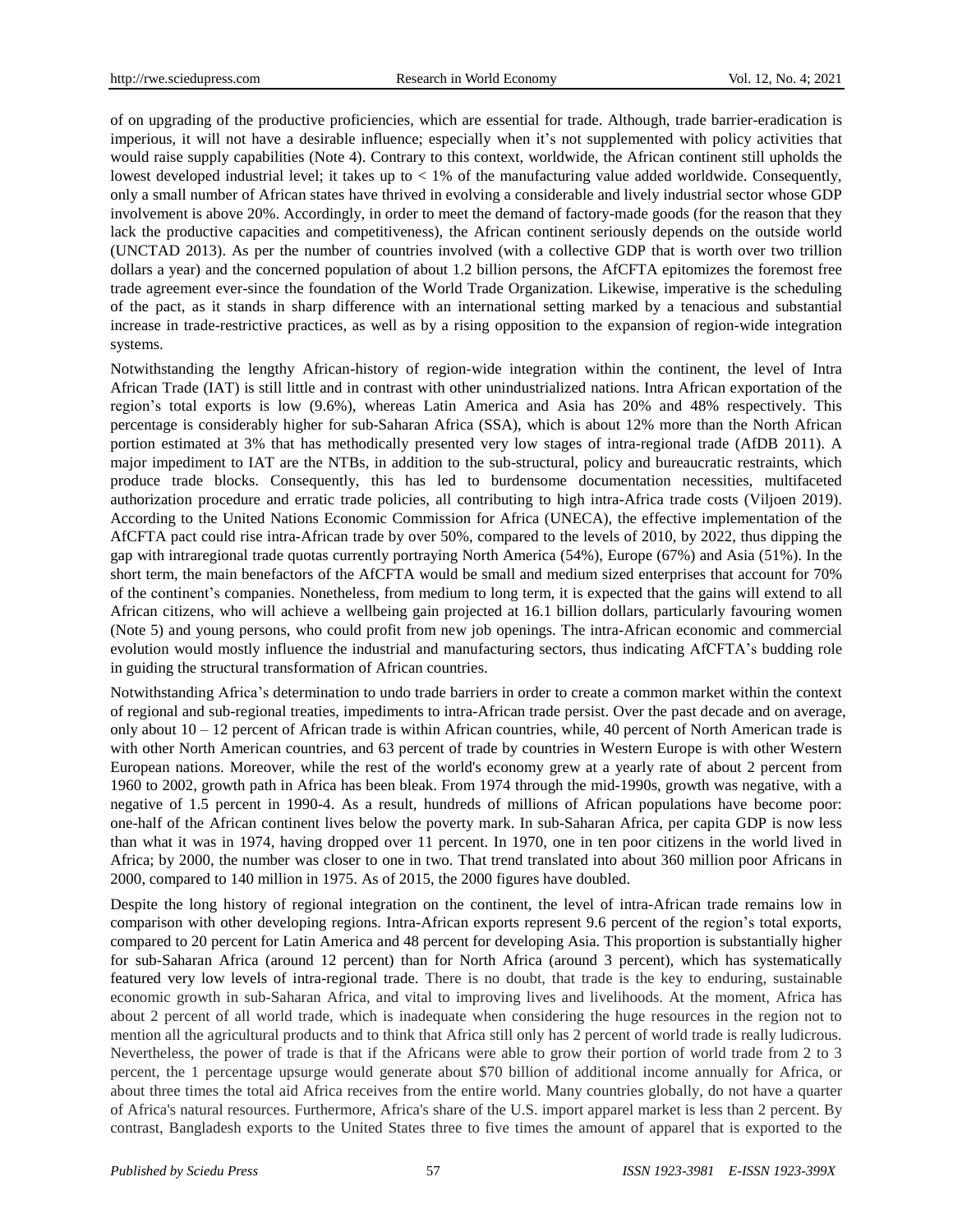of on upgrading of the productive proficiencies, which are essential for trade. Although, trade barrier-eradication is imperious, it will not have a desirable influence; especially when it's not supplemented with policy activities that would raise supply capabilities (Note 4). Contrary to this context, worldwide, the African continent still upholds the lowest developed industrial level; it takes up to < 1% of the manufacturing value added worldwide. Consequently, only a small number of African states have thrived in evolving a considerable and lively industrial sector whose GDP involvement is above 20%. Accordingly, in order to meet the demand of factory-made goods (for the reason that they lack the productive capacities and competitiveness), the African continent seriously depends on the outside world (UNCTAD 2013). As per the number of countries involved (with a collective GDP that is worth over two trillion dollars a year) and the concerned population of about 1.2 billion persons, the AfCFTA epitomizes the foremost free trade agreement ever-since the foundation of the World Trade Organization. Likewise, imperative is the scheduling of the pact, as it stands in sharp difference with an international setting marked by a tenacious and substantial increase in trade-restrictive practices, as well as by a rising opposition to the expansion of region-wide integration systems.

Notwithstanding the lengthy African-history of region-wide integration within the continent, the level of Intra African Trade (IAT) is still little and in contrast with other unindustrialized nations. Intra African exportation of the region's total exports is low (9.6%), whereas Latin America and Asia has 20% and 48% respectively. This percentage is considerably higher for sub-Saharan Africa (SSA), which is about 12% more than the North African portion estimated at 3% that has methodically presented very low stages of intra-regional trade (AfDB 2011). A major impediment to IAT are the NTBs, in addition to the sub-structural, policy and bureaucratic restraints, which produce trade blocks. Consequently, this has led to burdensome documentation necessities, multifaceted authorization procedure and erratic trade policies, all contributing to high intra-Africa trade costs (Viljoen 2019). According to the United Nations Economic Commission for Africa (UNECA), the effective implementation of the AfCFTA pact could rise intra-African trade by over 50%, compared to the levels of 2010, by 2022, thus dipping the gap with intraregional trade quotas currently portraying North America (54%), Europe (67%) and Asia (51%). In the short term, the main benefactors of the AfCFTA would be small and medium sized enterprises that account for 70% of the continent's companies. Nonetheless, from medium to long term, it is expected that the gains will extend to all African citizens, who will achieve a wellbeing gain projected at 16.1 billion dollars, particularly favouring women (Note 5) and young persons, who could profit from new job openings. The intra-African economic and commercial evolution would mostly influence the industrial and manufacturing sectors, thus indicating AfCFTA's budding role in guiding the structural transformation of African countries.

Notwithstanding Africa's determination to undo trade barriers in order to create a common market within the context of regional and sub-regional treaties, impediments to intra-African trade persist. Over the past decade and on average, only about 10 – 12 percent of African trade is within African countries, while, 40 percent of North American trade is with other North American countries, and 63 percent of trade by countries in Western Europe is with other Western European nations. Moreover, while the rest of the world's economy grew at a yearly rate of about 2 percent from 1960 to 2002, growth path in Africa has been bleak. From 1974 through the mid-1990s, growth was negative, with a negative of 1.5 percent in 1990-4. As a result, hundreds of millions of African populations have become poor: one-half of the African continent lives below the poverty mark. In sub-Saharan Africa, per capita GDP is now less than what it was in 1974, having dropped over 11 percent. In 1970, one in ten poor citizens in the world lived in Africa; by 2000, the number was closer to one in two. That trend translated into about 360 million poor Africans in 2000, compared to 140 million in 1975. As of 2015, the 2000 figures have doubled.

Despite the long history of regional integration on the continent, the level of intra-African trade remains low in comparison with other developing regions. Intra-African exports represent 9.6 percent of the region's total exports, compared to 20 percent for Latin America and 48 percent for developing Asia. This proportion is substantially higher for sub-Saharan Africa (around 12 percent) than for North Africa (around 3 percent), which has systematically featured very low levels of intra-regional trade. There is no doubt, that trade is the key to enduring, sustainable economic growth in sub-Saharan Africa, and vital to improving lives and livelihoods. At the moment, Africa has about 2 percent of all world trade, which is inadequate when considering the huge resources in the region not to mention all the agricultural products and to think that Africa still only has 2 percent of world trade is really ludicrous. Nevertheless, the power of trade is that if the Africans were able to grow their portion of world trade from 2 to 3 percent, the 1 percentage upsurge would generate about $70 billion of additional income annually for Africa, or about three times the total aid Africa receives from the entire world. Many countries globally, do not have a quarter of Africa's natural resources. Furthermore, Africa's share of the U.S. import apparel market is less than 2 percent. By contrast, Bangladesh exports to the United States three to five times the amount of apparel that is exported to the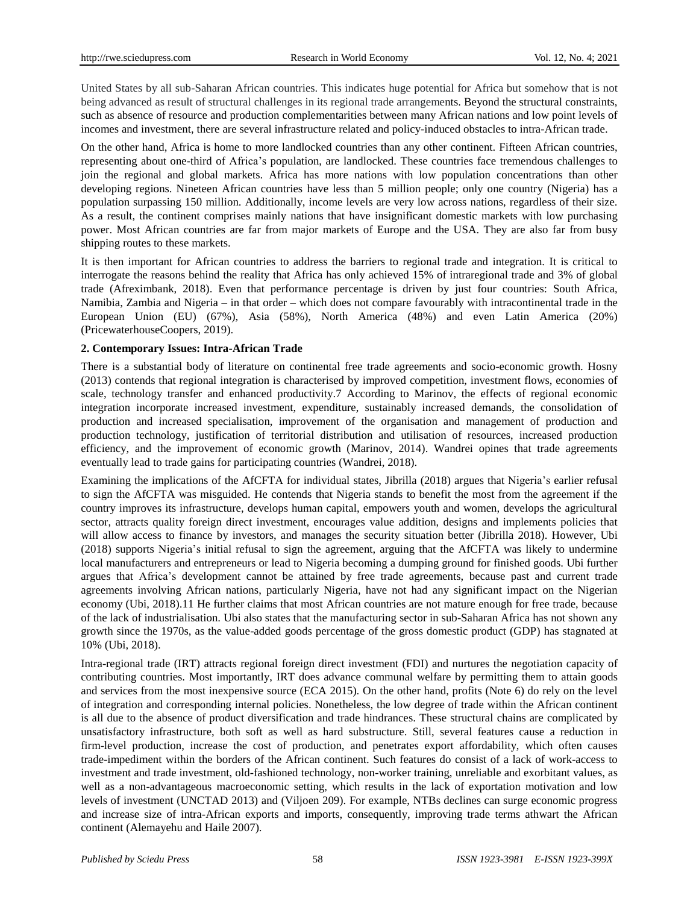United States by all sub-Saharan African countries. This indicates huge potential for Africa but somehow that is not being advanced as result of structural challenges in its regional trade arrangements. Beyond the structural constraints, such as absence of resource and production complementarities between many African nations and low point levels of incomes and investment, there are several infrastructure related and policy-induced obstacles to intra-African trade.

On the other hand, Africa is home to more landlocked countries than any other continent. Fifteen African countries, representing about one-third of Africa's population, are landlocked. These countries face tremendous challenges to join the regional and global markets. Africa has more nations with low population concentrations than other developing regions. Nineteen African countries have less than 5 million people; only one country (Nigeria) has a population surpassing 150 million. Additionally, income levels are very low across nations, regardless of their size. As a result, the continent comprises mainly nations that have insignificant domestic markets with low purchasing power. Most African countries are far from major markets of Europe and the USA. They are also far from busy shipping routes to these markets.

It is then important for African countries to address the barriers to regional trade and integration. It is critical to interrogate the reasons behind the reality that Africa has only achieved 15% of intraregional trade and 3% of global trade (Afreximbank, 2018). Even that performance percentage is driven by just four countries: South Africa, Namibia, Zambia and Nigeria – in that order – which does not compare favourably with intracontinental trade in the European Union (EU) (67%), Asia (58%), North America (48%) and even Latin America (20%) (PricewaterhouseCoopers, 2019).

## 2. Contemporary Issues: Intra-African Trade

There is a substantial body of literature on continental free trade agreements and socio-economic growth. Hosny (2013) contends that regional integration is characterised by improved competition, investment flows, economies of scale, technology transfer and enhanced productivity.7 According to Marinov, the effects of regional economic integration incorporate increased investment, expenditure, sustainably increased demands, the consolidation of production and increased specialisation, improvement of the organisation and management of production and production technology, justification of territorial distribution and utilisation of resources, increased production efficiency, and the improvement of economic growth (Marinov, 2014). Wandrei opines that trade agreements eventually lead to trade gains for participating countries (Wandrei, 2018).

Examining the implications of the AfCFTA for individual states, Jibrilla (2018) argues that Nigeria's earlier refusal to sign the AfCFTA was misguided. He contends that Nigeria stands to benefit the most from the agreement if the country improves its infrastructure, develops human capital, empowers youth and women, develops the agricultural sector, attracts quality foreign direct investment, encourages value addition, designs and implements policies that will allow access to finance by investors, and manages the security situation better (Jibrilla 2018). However, Ubi (2018) supports Nigeria's initial refusal to sign the agreement, arguing that the AfCFTA was likely to undermine local manufacturers and entrepreneurs or lead to Nigeria becoming a dumping ground for finished goods. Ubi further argues that Africa's development cannot be attained by free trade agreements, because past and current trade agreements involving African nations, particularly Nigeria, have not had any significant impact on the Nigerian economy (Ubi, 2018).11 He further claims that most African countries are not mature enough for free trade, because of the lack of industrialisation. Ubi also states that the manufacturing sector in sub-Saharan Africa has not shown any growth since the 1970s, as the value-added goods percentage of the gross domestic product (GDP) has stagnated at 10% (Ubi, 2018).

Intra-regional trade (IRT) attracts regional foreign direct investment (FDI) and nurtures the negotiation capacity of contributing countries. Most importantly, IRT does advance communal welfare by permitting them to attain goods and services from the most inexpensive source (ECA 2015). On the other hand, profits (Note 6) do rely on the level of integration and corresponding internal policies. Nonetheless, the low degree of trade within the African continent is all due to the absence of product diversification and trade hindrances. These structural chains are complicated by unsatisfactory infrastructure, both soft as well as hard substructure. Still, several features cause a reduction in firm-level production, increase the cost of production, and penetrates export affordability, which often causes trade-impediment within the borders of the African continent. Such features do consist of a lack of work-access to investment and trade investment, old-fashioned technology, non-worker training, unreliable and exorbitant values, as well as a non-advantageous macroeconomic setting, which results in the lack of exportation motivation and low levels of investment (UNCTAD 2013) and (Viljoen 209). For example, NTBs declines can surge economic progress and increase size of intra-African exports and imports, consequently, improving trade terms athwart the African continent (Alemayehu and Haile 2007).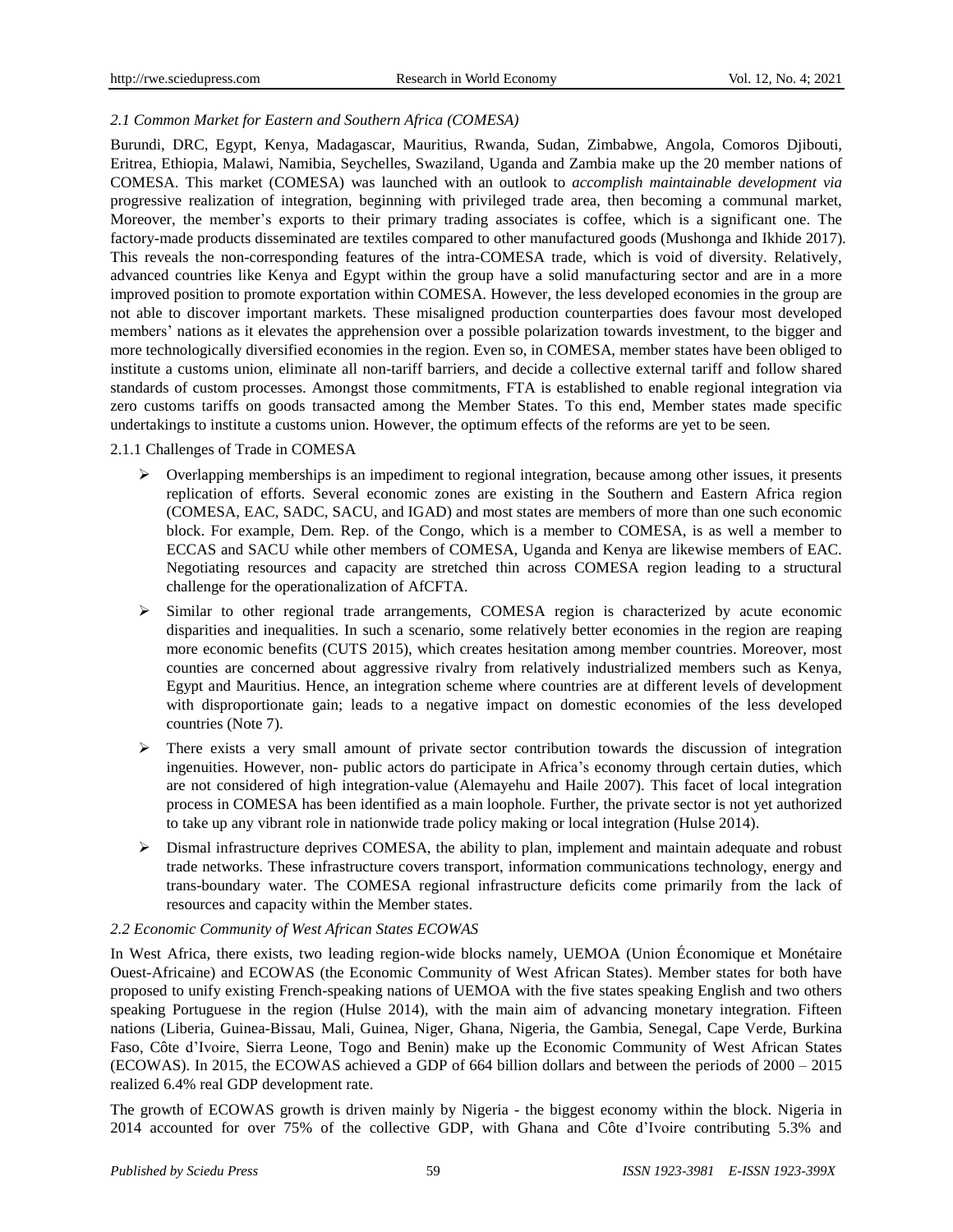### *2.1 Common Market for Eastern and Southern Africa (COMESA)*

Burundi, DRC, Egypt, Kenya, Madagascar, Mauritius, Rwanda, Sudan, Zimbabwe, Angola, Comoros Djibouti, Eritrea, Ethiopia, Malawi, Namibia, Seychelles, Swaziland, Uganda and Zambia make up the 20 member nations of COMESA. This market (COMESA) was launched with an outlook to *accomplish maintainable development via* progressive realization of integration, beginning with privileged trade area, then becoming a communal market, Moreover, the member's exports to their primary trading associates is coffee, which is a significant one. The factory-made products disseminated are textiles compared to other manufactured goods (Mushonga and Ikhide 2017). This reveals the non-corresponding features of the intra-COMESA trade, which is void of diversity. Relatively, advanced countries like Kenya and Egypt within the group have a solid manufacturing sector and are in a more improved position to promote exportation within COMESA. However, the less developed economies in the group are not able to discover important markets. These misaligned production counterparties does favour most developed members' nations as it elevates the apprehension over a possible polarization towards investment, to the bigger and more technologically diversified economies in the region. Even so, in COMESA, member states have been obliged to institute a customs union, eliminate all non-tariff barriers, and decide a collective external tariff and follow shared standards of custom processes. Amongst those commitments, FTA is established to enable regional integration via zero customs tariffs on goods transacted among the Member States. To this end, Member states made specific undertakings to institute a customs union. However, the optimum effects of the reforms are yet to be seen.

#### 2.1.1 Challenges of Trade in COMESA

- Overlapping memberships is an impediment to regional integration, because among other issues, it presents replication of efforts. Several economic zones are existing in the Southern and Eastern Africa region (COMESA, EAC, SADC, SACU, and IGAD) and most states are members of more than one such economic block. For example, Dem. Rep. of the Congo, which is a member to COMESA, is as well a member to ECCAS and SACU while other members of COMESA, Uganda and Kenya are likewise members of EAC. Negotiating resources and capacity are stretched thin across COMESA region leading to a structural challenge for the operationalization of AfCFTA.
- Similar to other regional trade arrangements, COMESA region is characterized by acute economic disparities and inequalities. In such a scenario, some relatively better economies in the region are reaping more economic benefits (CUTS 2015), which creates hesitation among member countries. Moreover, most counties are concerned about aggressive rivalry from relatively industrialized members such as Kenya, Egypt and Mauritius. Hence, an integration scheme where countries are at different levels of development with disproportionate gain; leads to a negative impact on domestic economies of the less developed countries (Note 7).
- There exists a very small amount of private sector contribution towards the discussion of integration ingenuities. However, non- public actors do participate in Africa's economy through certain duties, which are not considered of high integration-value (Alemayehu and Haile 2007). This facet of local integration process in COMESA has been identified as a main loophole. Further, the private sector is not yet authorized to take up any vibrant role in nationwide trade policy making or local integration (Hulse 2014).
- Dismal infrastructure deprives COMESA, the ability to plan, implement and maintain adequate and robust trade networks. These infrastructure covers transport, information communications technology, energy and trans-boundary water. The COMESA regional infrastructure deficits come primarily from the lack of resources and capacity within the Member states.

### *2.2 Economic Community of West African States ECOWAS*

In West Africa, there exists, two leading region-wide blocks namely, UEMOA (Union Économique et Monétaire Ouest-Africaine) and ECOWAS (the Economic Community of West African States). Member states for both have proposed to unify existing French-speaking nations of UEMOA with the five states speaking English and two others speaking Portuguese in the region (Hulse 2014), with the main aim of advancing monetary integration. Fifteen nations (Liberia, Guinea-Bissau, Mali, Guinea, Niger, Ghana, Nigeria, the Gambia, Senegal, Cape Verde, Burkina Faso, Côte d'Ivoire, Sierra Leone, Togo and Benin) make up the Economic Community of West African States (ECOWAS). In 2015, the ECOWAS achieved a GDP of 664 billion dollars and between the periods of 2000 – 2015 realized 6.4% real GDP development rate.

The growth of ECOWAS growth is driven mainly by Nigeria - the biggest economy within the block. Nigeria in 2014 accounted for over 75% of the collective GDP, with Ghana and Côte d'Ivoire contributing 5.3% and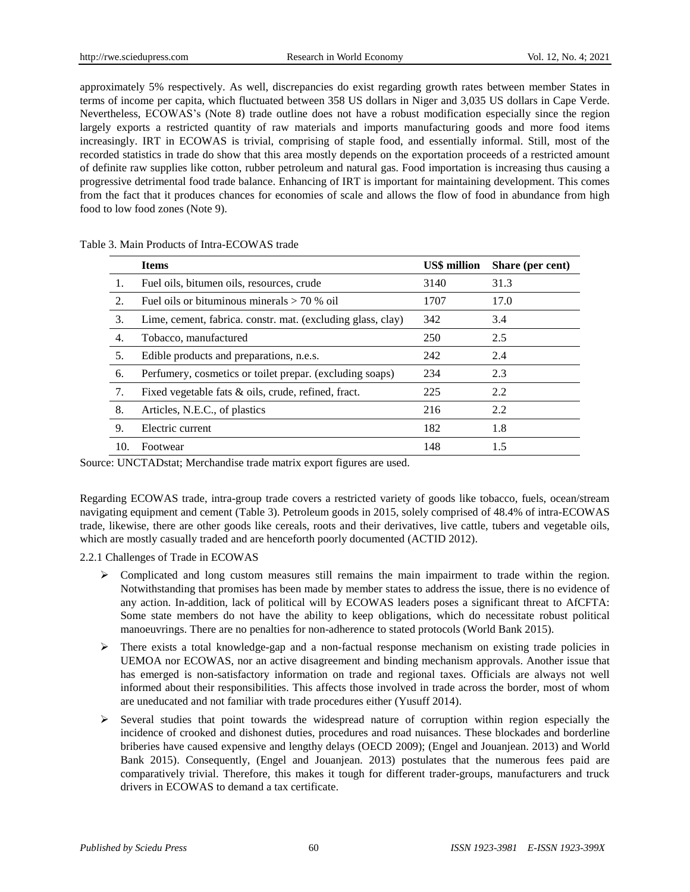approximately 5% respectively. As well, discrepancies do exist regarding growth rates between member States in terms of income per capita, which fluctuated between 358 US dollars in Niger and 3,035 US dollars in Cape Verde. Nevertheless, ECOWAS's (Note 8) trade outline does not have a robust modification especially since the region largely exports a restricted quantity of raw materials and imports manufacturing goods and more food items increasingly. IRT in ECOWAS is trivial, comprising of staple food, and essentially informal. Still, most of the recorded statistics in trade do show that this area mostly depends on the exportation proceeds of a restricted amount of definite raw supplies like cotton, rubber petroleum and natural gas. Food importation is increasing thus causing a progressive detrimental food trade balance. Enhancing of IRT is important for maintaining development. This comes from the fact that it produces chances for economies of scale and allows the flow of food in abundance from high food to low food zones (Note 9).

Table 3. Main Products of Intra-ECOWAS trade

| | Items | US$ million | Share (per cent) |
|---|---|---|---|
| 1. | Fuel oils, bitumen oils, resources, crude | 3140 | 31.3 |
| 2. | Fuel oils or bituminous minerals > 70 % oil | 1707 | 17.0 |
| 3. | Lime, cement, fabrica. constr. mat. (excluding glass, clay) | 342 | 3.4 |
| 4. | Tobacco, manufactured | 250 | 2.5 |
| 5. | Edible products and preparations, n.e.s. | 242 | 2.4 |
| 6. | Perfumery, cosmetics or toilet prepar. (excluding soaps) | 234 | 2.3 |
| 7. | Fixed vegetable fats & oils, crude, refined, fract. | 225 | 2.2 |
| 8. | Articles, N.E.C., of plastics | 216 | 2.2 |
| 9. | Electric current | 182 | 1.8 |
| 10. | Footwear | 148 | 1.5 |

Source: UNCTADstat; Merchandise trade matrix export figures are used.

Regarding ECOWAS trade, intra-group trade covers a restricted variety of goods like tobacco, fuels, ocean/stream navigating equipment and cement (Table 3). Petroleum goods in 2015, solely comprised of 48.4% of intra-ECOWAS trade, likewise, there are other goods like cereals, roots and their derivatives, live cattle, tubers and vegetable oils, which are mostly casually traded and are henceforth poorly documented (ACTID 2012).

2.2.1 Challenges of Trade in ECOWAS

- Complicated and long custom measures still remains the main impairment to trade within the region. Notwithstanding that promises has been made by member states to address the issue, there is no evidence of any action. In-addition, lack of political will by ECOWAS leaders poses a significant threat to AfCFTA: Some state members do not have the ability to keep obligations, which do necessitate robust political manoeuvrings. There are no penalties for non-adherence to stated protocols (World Bank 2015).
- There exists a total knowledge-gap and a non-factual response mechanism on existing trade policies in UEMOA nor ECOWAS, nor an active disagreement and binding mechanism approvals. Another issue that has emerged is non-satisfactory information on trade and regional taxes. Officials are always not well informed about their responsibilities. This affects those involved in trade across the border, most of whom are uneducated and not familiar with trade procedures either (Yusuff 2014).
- Several studies that point towards the widespread nature of corruption within region especially the incidence of crooked and dishonest duties, procedures and road nuisances. These blockades and borderline briberies have caused expensive and lengthy delays (OECD 2009); (Engel and Jouanjean. 2013) and World Bank 2015). Consequently, (Engel and Jouanjean. 2013) postulates that the numerous fees paid are comparatively trivial. Therefore, this makes it tough for different trader-groups, manufacturers and truck drivers in ECOWAS to demand a tax certificate.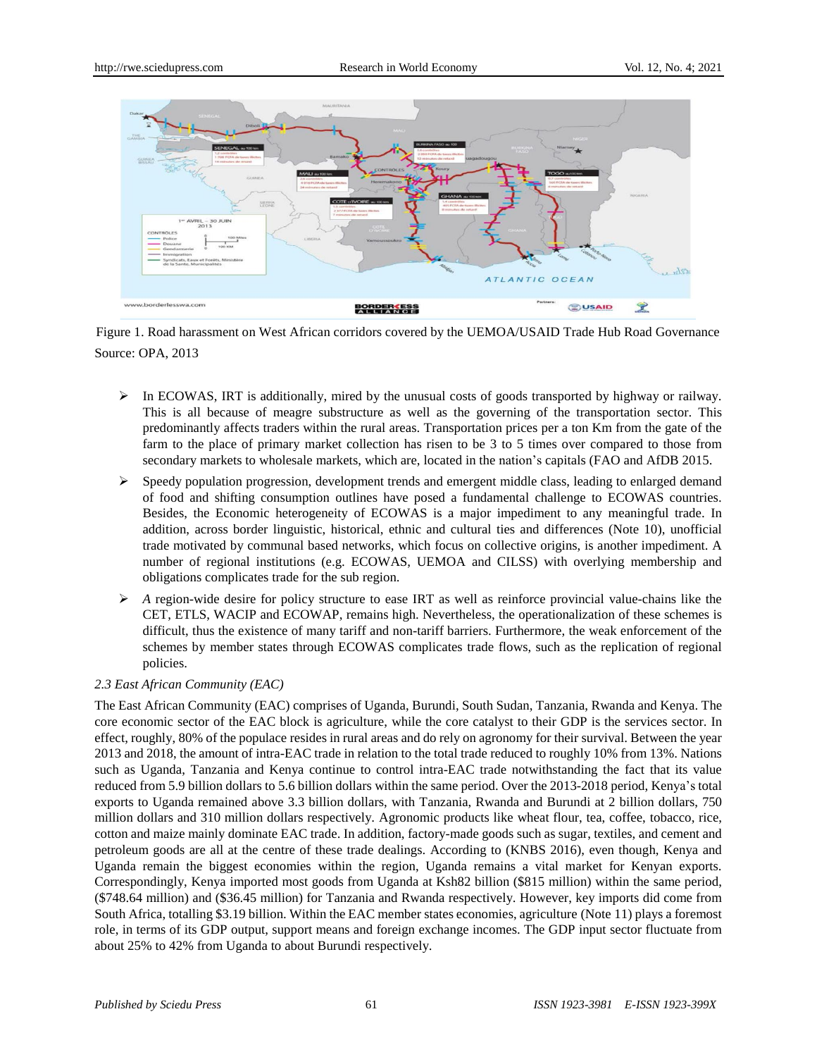Figure 1. Road harassment on West African corridors covered by the UEMOA/USAID Trade Hub Road Governance

Source: OPA, 2013

- In ECOWAS, IRT is additionally, mired by the unusual costs of goods transported by highway or railway. This is all because of meagre substructure as well as the governing of the transportation sector. This predominantly affects traders within the rural areas. Transportation prices per a ton Km from the gate of the farm to the place of primary market collection has risen to be 3 to 5 times over compared to those from secondary markets to wholesale markets, which are, located in the nation's capitals (FAO and AfDB 2015.
- Speedy population progression, development trends and emergent middle class, leading to enlarged demand of food and shifting consumption outlines have posed a fundamental challenge to ECOWAS countries. Besides, the Economic heterogeneity of ECOWAS is a major impediment to any meaningful trade. In addition, across border linguistic, historical, ethnic and cultural ties and differences (Note 10), unofficial trade motivated by communal based networks, which focus on collective origins, is another impediment. A number of regional institutions (e.g. ECOWAS, UEMOA and CILSS) with overlying membership and obligations complicates trade for the sub region.
- *A* region-wide desire for policy structure to ease IRT as well as reinforce provincial value-chains like the CET, ETLS, WACIP and ECOWAP, remains high. Nevertheless, the operationalization of these schemes is difficult, thus the existence of many tariff and non-tariff barriers. Furthermore, the weak enforcement of the schemes by member states through ECOWAS complicates trade flows, such as the replication of regional policies.

### *2.3 East African Community (EAC)*

The East African Community (EAC) comprises of Uganda, Burundi, South Sudan, Tanzania, Rwanda and Kenya. The core economic sector of the EAC block is agriculture, while the core catalyst to their GDP is the services sector. In effect, roughly, 80% of the populace resides in rural areas and do rely on agronomy for their survival. Between the year 2013 and 2018, the amount of intra-EAC trade in relation to the total trade reduced to roughly 10% from 13%. Nations such as Uganda, Tanzania and Kenya continue to control intra-EAC trade notwithstanding the fact that its value reduced from 5.9 billion dollars to 5.6 billion dollars within the same period. Over the 2013-2018 period, Kenya's total exports to Uganda remained above 3.3 billion dollars, with Tanzania, Rwanda and Burundi at 2 billion dollars, 750 million dollars and 310 million dollars respectively. Agronomic products like wheat flour, tea, coffee, tobacco, rice, cotton and maize mainly dominate EAC trade. In addition, factory-made goods such as sugar, textiles, and cement and petroleum goods are all at the centre of these trade dealings. According to (KNBS 2016), even though, Kenya and Uganda remain the biggest economies within the region, Uganda remains a vital market for Kenyan exports. Correspondingly, Kenya imported most goods from Uganda at Ksh82 billion ($815 million) within the same period, ($748.64 million) and ($36.45 million) for Tanzania and Rwanda respectively. However, key imports did come from South Africa, totalling $3.19 billion. Within the EAC member states economies, agriculture (Note 11) plays a foremost role, in terms of its GDP output, support means and foreign exchange incomes. The GDP input sector fluctuate from about 25% to 42% from Uganda to about Burundi respectively.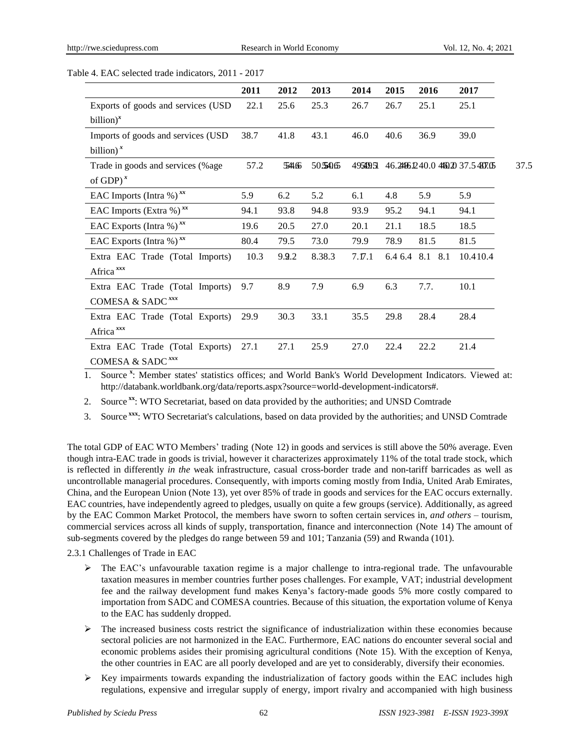Table 4. EAC selected trade indicators, 2011 - 2017

| | 2011 | 2012 | 2013 | 2014 | 2015 | 2016 | 2017 |
|---|---|---|---|---|---|---|---|
| Exports of goods and services (USD billion)[x] | 22.1 | 25.6 | 25.3 | 26.7 | 26.7 | 25.1 | 25.1 |
| Imports of goods and services (USD billion)[x] | 38.7 | 41.8 | 43.1 | 46.0 | 40.6 | 36.9 | 39.0 |
| Trade in goods and services (%age of GDP)[x] | 57.2 | 54.6 | 50.5 | 49.1 | 46.2 | 40.0 | 37.5 |
| EAC Imports (Intra %)[xx] | 5.9 | 6.2 | 5.2 | 6.1 | 4.8 | 5.9 | 5.9 |
| EAC Imports (Extra %)[xx] | 94.1 | 93.8 | 94.8 | 93.9 | 95.2 | 94.1 | 94.1 |
| EAC Exports (Intra %)[xx] | 19.6 | 20.5 | 27.0 | 20.1 | 21.1 | 18.5 | 18.5 |
| EAC Exports (Intra %)[xx] | 80.4 | 79.5 | 73.0 | 79.9 | 78.9 | 81.5 | 81.5 |
| Extra EAC Trade (Total Imports) Africa[xxx] | 10.3 | 9.2 | 8.3 | 7.1 | 6.4 | 8.1 | 10.4 |
| Extra EAC Trade (Total Imports) COMESA & SADC[xxx] | 9.7 | 8.9 | 7.9 | 6.9 | 6.3 | 7.7. | 10.1 |
| Extra EAC Trade (Total Exports) Africa[xxx] | 29.9 | 30.3 | 33.1 | 35.5 | 29.8 | 28.4 | 28.4 |
| Extra EAC Trade (Total Exports) COMESA & SADC[xxx] | 27.1 | 27.1 | 25.9 | 27.0 | 22.4 | 22.2 | 21.4 |

1. Source [x]: Member states' statistics offices; and World Bank's World Development Indicators. Viewed at: http://databank.worldbank.org/data/reports.aspx?source=world-development-indicators#.
2. Source [xx]: WTO Secretariat, based on data provided by the authorities; and UNSD Comtrade
3. Source [xxx]: WTO Secretariat's calculations, based on data provided by the authorities; and UNSD Comtrade

The total GDP of EAC WTO Members' trading (Note 12) in goods and services is still above the 50% average. Even though intra-EAC trade in goods is trivial, however it characterizes approximately 11% of the total trade stock, which is reflected in differently *in the* weak infrastructure, casual cross-border trade and non-tariff barricades as well as uncontrollable managerial procedures. Consequently, with imports coming mostly from India, United Arab Emirates, China, and the European Union (Note 13), yet over 85% of trade in goods and services for the EAC occurs externally. EAC countries, have independently agreed to pledges, usually on quite a few groups (service). Additionally, as agreed by the EAC Common Market Protocol, the members have sworn to soften certain services in, *and others* – tourism, commercial services across all kinds of supply, transportation, finance and interconnection (Note 14) The amount of sub-segments covered by the pledges do range between 59 and 101; Tanzania (59) and Rwanda (101).

2.3.1 Challenges of Trade in EAC

- The EAC's unfavourable taxation regime is a major challenge to intra-regional trade. The unfavourable taxation measures in member countries further poses challenges. For example, VAT; industrial development fee and the railway development fund makes Kenya's factory-made goods 5% more costly compared to importation from SADC and COMESA countries. Because of this situation, the exportation volume of Kenya to the EAC has suddenly dropped.
- The increased business costs restrict the significance of industrialization within these economies because sectoral policies are not harmonized in the EAC. Furthermore, EAC nations do encounter several social and economic problems asides their promising agricultural conditions (Note 15). With the exception of Kenya, the other countries in EAC are all poorly developed and are yet to considerably, diversify their economies.
- Key impairments towards expanding the industrialization of factory goods within the EAC includes high regulations, expensive and irregular supply of energy, import rivalry and accompanied with high business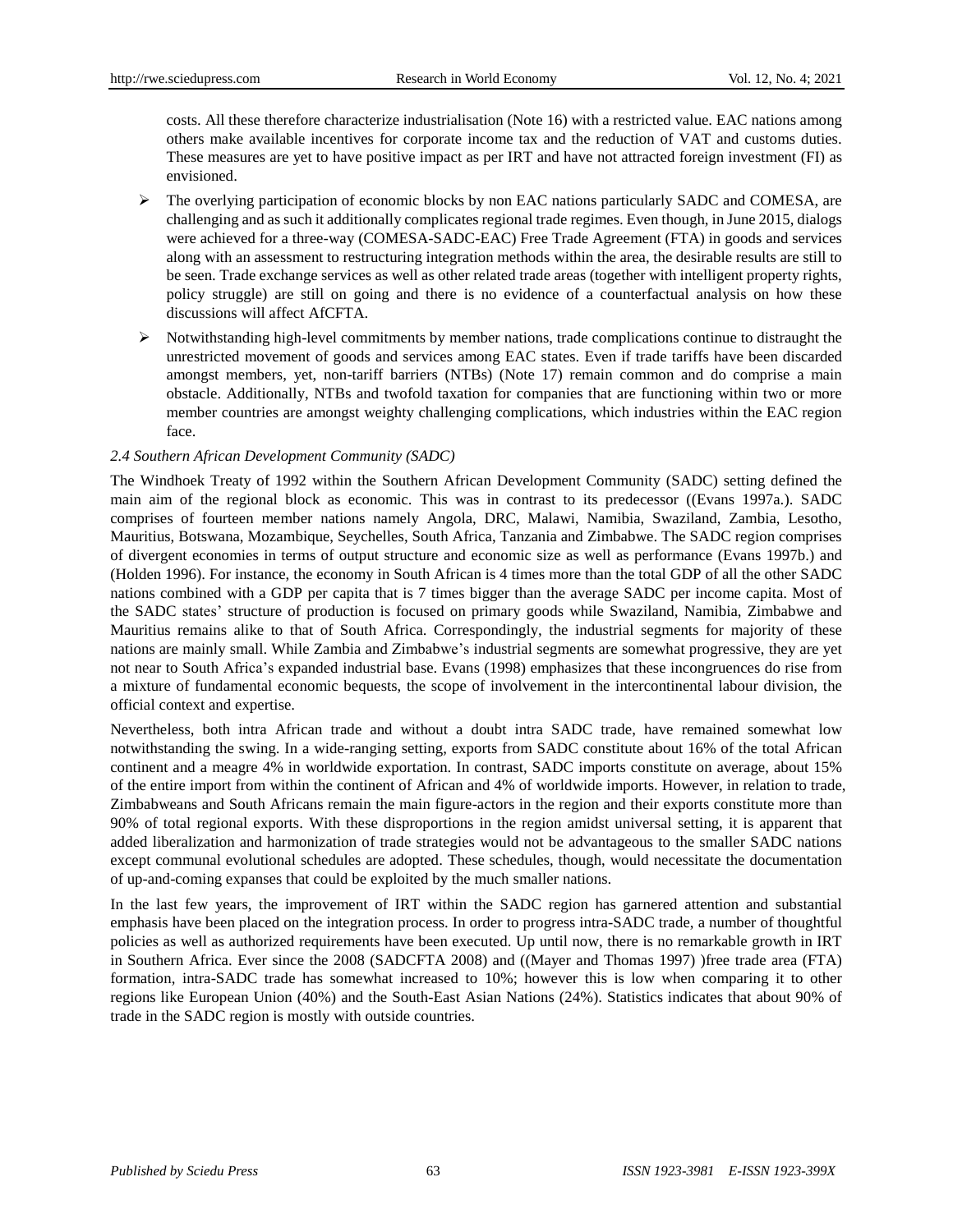costs. All these therefore characterize industrialisation (Note 16) with a restricted value. EAC nations among others make available incentives for corporate income tax and the reduction of VAT and customs duties. These measures are yet to have positive impact as per IRT and have not attracted foreign investment (FI) as envisioned.

- The overlying participation of economic blocks by non EAC nations particularly SADC and COMESA, are challenging and as such it additionally complicates regional trade regimes. Even though, in June 2015, dialogs were achieved for a three-way (COMESA-SADC-EAC) Free Trade Agreement (FTA) in goods and services along with an assessment to restructuring integration methods within the area, the desirable results are still to be seen. Trade exchange services as well as other related trade areas (together with intelligent property rights, policy struggle) are still on going and there is no evidence of a counterfactual analysis on how these discussions will affect AfCFTA.
- Notwithstanding high-level commitments by member nations, trade complications continue to distraught the unrestricted movement of goods and services among EAC states. Even if trade tariffs have been discarded amongst members, yet, non-tariff barriers (NTBs) (Note 17) remain common and do comprise a main obstacle. Additionally, NTBs and twofold taxation for companies that are functioning within two or more member countries are amongst weighty challenging complications, which industries within the EAC region face.

### *2.4 Southern African Development Community (SADC)*

The Windhoek Treaty of 1992 within the Southern African Development Community (SADC) setting defined the main aim of the regional block as economic. This was in contrast to its predecessor ((Evans 1997a.). SADC comprises of fourteen member nations namely Angola, DRC, Malawi, Namibia, Swaziland, Zambia, Lesotho, Mauritius, Botswana, Mozambique, Seychelles, South Africa, Tanzania and Zimbabwe. The SADC region comprises of divergent economies in terms of output structure and economic size as well as performance (Evans 1997b.) and (Holden 1996). For instance, the economy in South African is 4 times more than the total GDP of all the other SADC nations combined with a GDP per capita that is 7 times bigger than the average SADC per income capita. Most of the SADC states' structure of production is focused on primary goods while Swaziland, Namibia, Zimbabwe and Mauritius remains alike to that of South Africa. Correspondingly, the industrial segments for majority of these nations are mainly small. While Zambia and Zimbabwe's industrial segments are somewhat progressive, they are yet not near to South Africa's expanded industrial base. Evans (1998) emphasizes that these incongruences do rise from a mixture of fundamental economic bequests, the scope of involvement in the intercontinental labour division, the official context and expertise.

Nevertheless, both intra African trade and without a doubt intra SADC trade, have remained somewhat low notwithstanding the swing. In a wide-ranging setting, exports from SADC constitute about 16% of the total African continent and a meagre 4% in worldwide exportation. In contrast, SADC imports constitute on average, about 15% of the entire import from within the continent of African and 4% of worldwide imports. However, in relation to trade, Zimbabweans and South Africans remain the main figure-actors in the region and their exports constitute more than 90% of total regional exports. With these disproportions in the region amidst universal setting, it is apparent that added liberalization and harmonization of trade strategies would not be advantageous to the smaller SADC nations except communal evolutional schedules are adopted. These schedules, though, would necessitate the documentation of up-and-coming expanses that could be exploited by the much smaller nations.

In the last few years, the improvement of IRT within the SADC region has garnered attention and substantial emphasis have been placed on the integration process. In order to progress intra-SADC trade, a number of thoughtful policies as well as authorized requirements have been executed. Up until now, there is no remarkable growth in IRT in Southern Africa. Ever since the 2008 (SADCFTA 2008) and ((Mayer and Thomas 1997) )free trade area (FTA) formation, intra-SADC trade has somewhat increased to 10%; however this is low when comparing it to other regions like European Union (40%) and the South-East Asian Nations (24%). Statistics indicates that about 90% of trade in the SADC region is mostly with outside countries.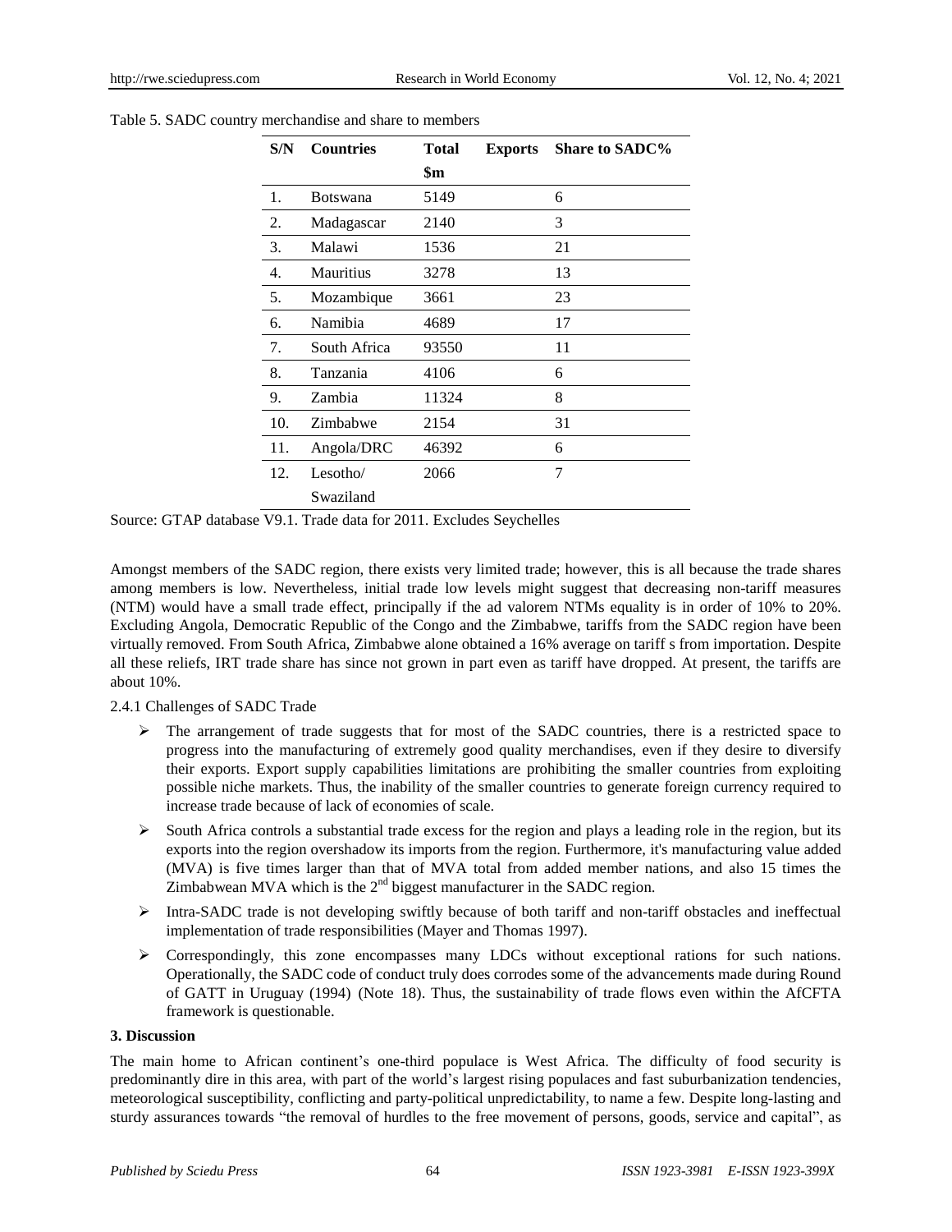Table 5. SADC country merchandise and share to members

| S/N | Countries | Total Exports $m | Share to SADC% |
|---|---|---|---|
| 1. | Botswana | 5149 | 6 |
| 2. | Madagascar | 2140 | 3 |
| 3. | Malawi | 1536 | 21 |
| 4. | Mauritius | 3278 | 13 |
| 5. | Mozambique | 3661 | 23 |
| 6. | Namibia | 4689 | 17 |
| 7. | South Africa | 93550 | 11 |
| 8. | Tanzania | 4106 | 6 |
| 9. | Zambia | 11324 | 8 |
| 10. | Zimbabwe | 2154 | 31 |
| 11. | Angola/DRC | 46392 | 6 |
| 12. | Lesotho/ Swaziland | 2066 | 7 |

Source: GTAP database V9.1. Trade data for 2011. Excludes Seychelles

Amongst members of the SADC region, there exists very limited trade; however, this is all because the trade shares among members is low. Nevertheless, initial trade low levels might suggest that decreasing non-tariff measures (NTM) would have a small trade effect, principally if the ad valorem NTMs equality is in order of 10% to 20%. Excluding Angola, Democratic Republic of the Congo and the Zimbabwe, tariffs from the SADC region have been virtually removed. From South Africa, Zimbabwe alone obtained a 16% average on tariff s from importation. Despite all these reliefs, IRT trade share has since not grown in part even as tariff have dropped. At present, the tariffs are about 10%.

2.4.1 Challenges of SADC Trade

- The arrangement of trade suggests that for most of the SADC countries, there is a restricted space to progress into the manufacturing of extremely good quality merchandises, even if they desire to diversify their exports. Export supply capabilities limitations are prohibiting the smaller countries from exploiting possible niche markets. Thus, the inability of the smaller countries to generate foreign currency required to increase trade because of lack of economies of scale.
- South Africa controls a substantial trade excess for the region and plays a leading role in the region, but its exports into the region overshadow its imports from the region. Furthermore, it's manufacturing value added (MVA) is five times larger than that of MVA total from added member nations, and also 15 times the Zimbabwean MVA which is the 2nd biggest manufacturer in the SADC region.
- Intra-SADC trade is not developing swiftly because of both tariff and non-tariff obstacles and ineffectual implementation of trade responsibilities (Mayer and Thomas 1997).
- Correspondingly, this zone encompasses many LDCs without exceptional rations for such nations. Operationally, the SADC code of conduct truly does corrodes some of the advancements made during Round of GATT in Uruguay (1994) (Note 18). Thus, the sustainability of trade flows even within the AfCFTA framework is questionable.

## 3. Discussion

The main home to African continent's one-third populace is West Africa. The difficulty of food security is predominantly dire in this area, with part of the world's largest rising populaces and fast suburbanization tendencies, meteorological susceptibility, conflicting and party-political unpredictability, to name a few. Despite long-lasting and sturdy assurances towards "the removal of hurdles to the free movement of persons, goods, service and capital", as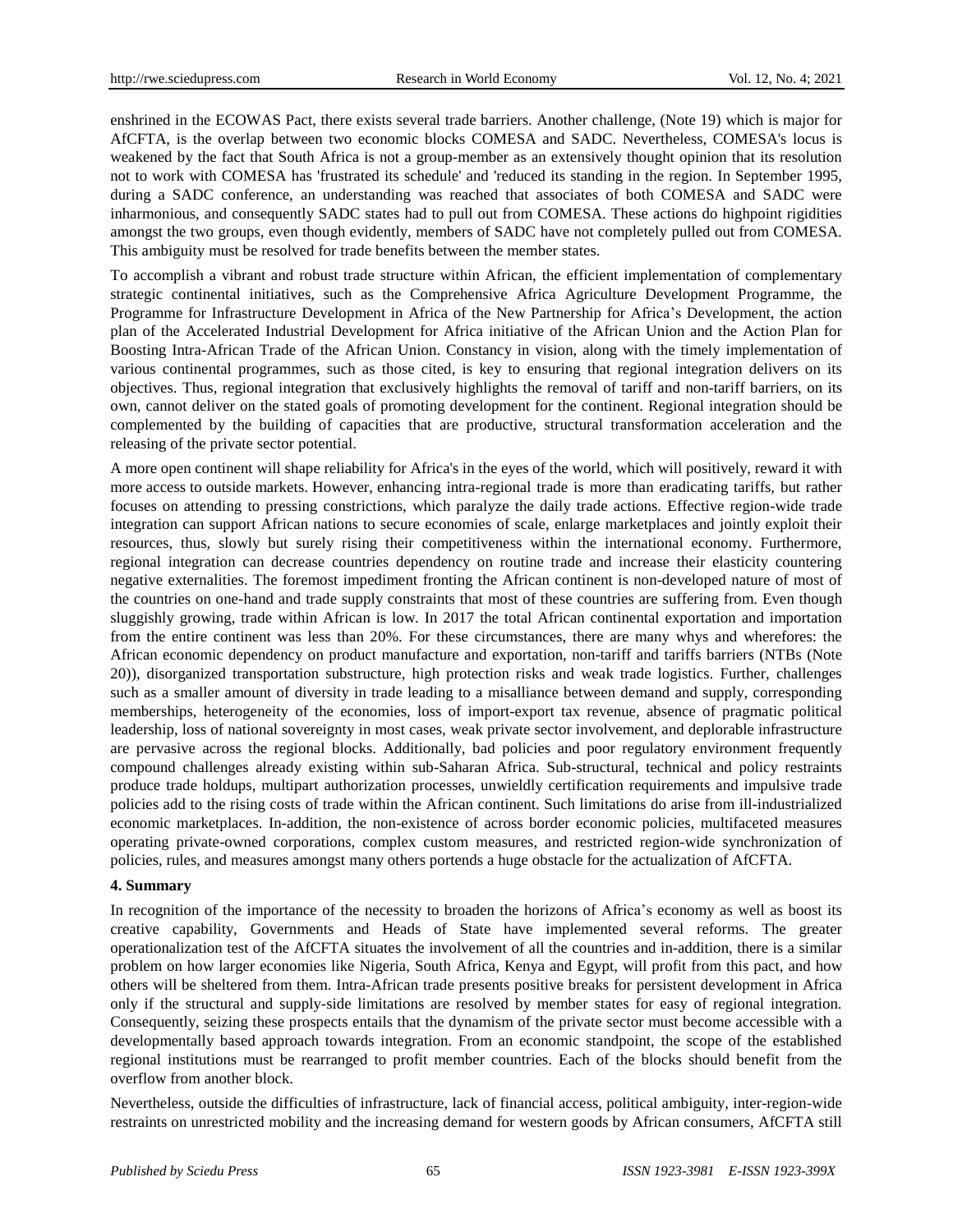enshrined in the ECOWAS Pact, there exists several trade barriers. Another challenge, (Note 19) which is major for AfCFTA, is the overlap between two economic blocks COMESA and SADC. Nevertheless, COMESA's locus is weakened by the fact that South Africa is not a group-member as an extensively thought opinion that its resolution not to work with COMESA has 'frustrated its schedule' and 'reduced its standing in the region. In September 1995, during a SADC conference, an understanding was reached that associates of both COMESA and SADC were inharmonious, and consequently SADC states had to pull out from COMESA. These actions do highpoint rigidities amongst the two groups, even though evidently, members of SADC have not completely pulled out from COMESA. This ambiguity must be resolved for trade benefits between the member states.

To accomplish a vibrant and robust trade structure within African, the efficient implementation of complementary strategic continental initiatives, such as the Comprehensive Africa Agriculture Development Programme, the Programme for Infrastructure Development in Africa of the New Partnership for Africa's Development, the action plan of the Accelerated Industrial Development for Africa initiative of the African Union and the Action Plan for Boosting Intra-African Trade of the African Union. Constancy in vision, along with the timely implementation of various continental programmes, such as those cited, is key to ensuring that regional integration delivers on its objectives. Thus, regional integration that exclusively highlights the removal of tariff and non-tariff barriers, on its own, cannot deliver on the stated goals of promoting development for the continent. Regional integration should be complemented by the building of capacities that are productive, structural transformation acceleration and the releasing of the private sector potential.

A more open continent will shape reliability for Africa's in the eyes of the world, which will positively, reward it with more access to outside markets. However, enhancing intra-regional trade is more than eradicating tariffs, but rather focuses on attending to pressing constrictions, which paralyze the daily trade actions. Effective region-wide trade integration can support African nations to secure economies of scale, enlarge marketplaces and jointly exploit their resources, thus, slowly but surely rising their competitiveness within the international economy. Furthermore, regional integration can decrease countries dependency on routine trade and increase their elasticity countering negative externalities. The foremost impediment fronting the African continent is non-developed nature of most of the countries on one-hand and trade supply constraints that most of these countries are suffering from. Even though sluggishly growing, trade within African is low. In 2017 the total African continental exportation and importation from the entire continent was less than 20%. For these circumstances, there are many whys and wherefores: the African economic dependency on product manufacture and exportation, non-tariff and tariffs barriers (NTBs (Note 20)), disorganized transportation substructure, high protection risks and weak trade logistics. Further, challenges such as a smaller amount of diversity in trade leading to a misalliance between demand and supply, corresponding memberships, heterogeneity of the economies, loss of import-export tax revenue, absence of pragmatic political leadership, loss of national sovereignty in most cases, weak private sector involvement, and deplorable infrastructure are pervasive across the regional blocks. Additionally, bad policies and poor regulatory environment frequently compound challenges already existing within sub-Saharan Africa. Sub-structural, technical and policy restraints produce trade holdups, multipart authorization processes, unwieldly certification requirements and impulsive trade policies add to the rising costs of trade within the African continent. Such limitations do arise from ill-industrialized economic marketplaces. In-addition, the non-existence of across border economic policies, multifaceted measures operating private-owned corporations, complex custom measures, and restricted region-wide synchronization of policies, rules, and measures amongst many others portends a huge obstacle for the actualization of AfCFTA.

## 4. Summary

In recognition of the importance of the necessity to broaden the horizons of Africa's economy as well as boost its creative capability, Governments and Heads of State have implemented several reforms. The greater operationalization test of the AfCFTA situates the involvement of all the countries and in-addition, there is a similar problem on how larger economies like Nigeria, South Africa, Kenya and Egypt, will profit from this pact, and how others will be sheltered from them. Intra-African trade presents positive breaks for persistent development in Africa only if the structural and supply-side limitations are resolved by member states for easy of regional integration. Consequently, seizing these prospects entails that the dynamism of the private sector must become accessible with a developmentally based approach towards integration. From an economic standpoint, the scope of the established regional institutions must be rearranged to profit member countries. Each of the blocks should benefit from the overflow from another block.

Nevertheless, outside the difficulties of infrastructure, lack of financial access, political ambiguity, inter-region-wide restraints on unrestricted mobility and the increasing demand for western goods by African consumers, AfCFTA still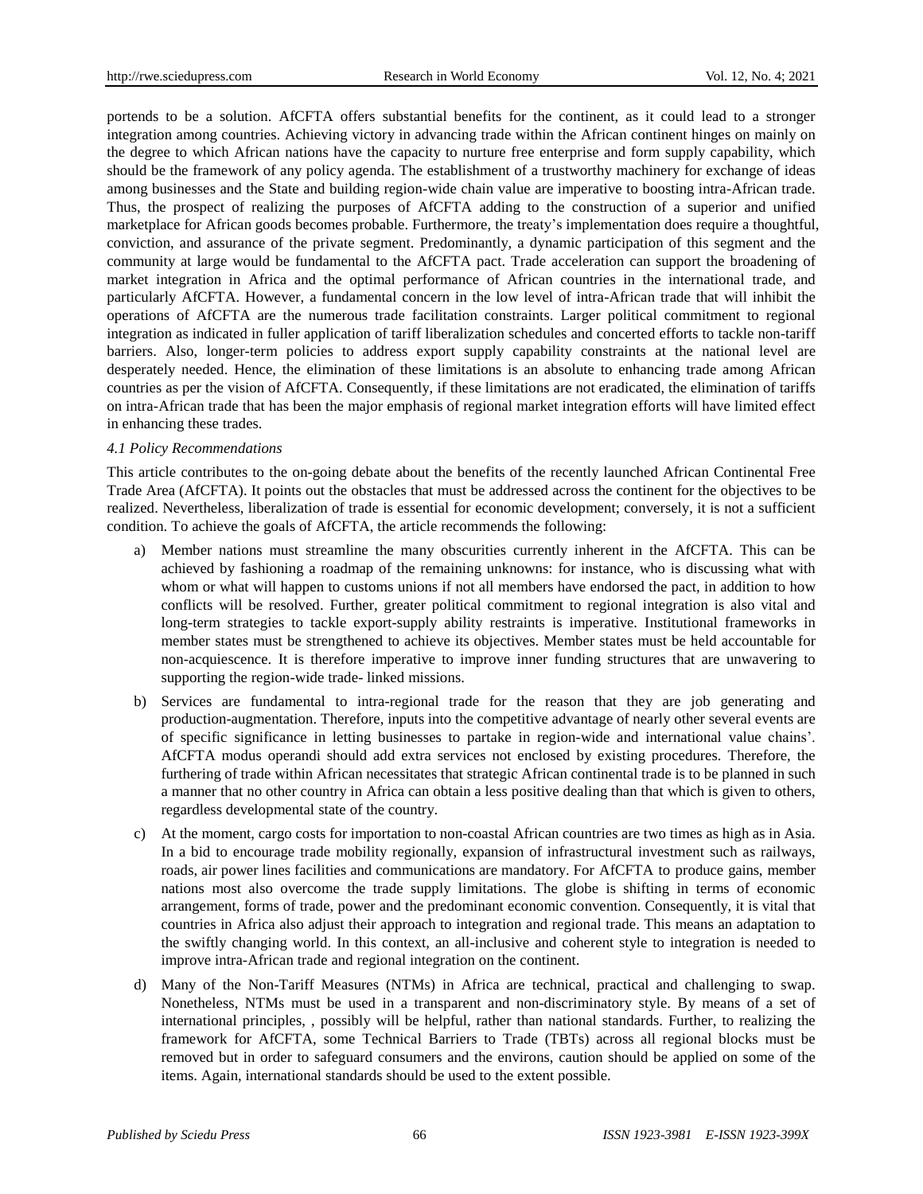portends to be a solution. AfCFTA offers substantial benefits for the continent, as it could lead to a stronger integration among countries. Achieving victory in advancing trade within the African continent hinges on mainly on the degree to which African nations have the capacity to nurture free enterprise and form supply capability, which should be the framework of any policy agenda. The establishment of a trustworthy machinery for exchange of ideas among businesses and the State and building region-wide chain value are imperative to boosting intra-African trade. Thus, the prospect of realizing the purposes of AfCFTA adding to the construction of a superior and unified marketplace for African goods becomes probable. Furthermore, the treaty's implementation does require a thoughtful, conviction, and assurance of the private segment. Predominantly, a dynamic participation of this segment and the community at large would be fundamental to the AfCFTA pact. Trade acceleration can support the broadening of market integration in Africa and the optimal performance of African countries in the international trade, and particularly AfCFTA. However, a fundamental concern in the low level of intra-African trade that will inhibit the operations of AfCFTA are the numerous trade facilitation constraints. Larger political commitment to regional integration as indicated in fuller application of tariff liberalization schedules and concerted efforts to tackle non-tariff barriers. Also, longer-term policies to address export supply capability constraints at the national level are desperately needed. Hence, the elimination of these limitations is an absolute to enhancing trade among African countries as per the vision of AfCFTA. Consequently, if these limitations are not eradicated, the elimination of tariffs on intra-African trade that has been the major emphasis of regional market integration efforts will have limited effect in enhancing these trades.

### *4.1 Policy Recommendations*

This article contributes to the on-going debate about the benefits of the recently launched African Continental Free Trade Area (AfCFTA). It points out the obstacles that must be addressed across the continent for the objectives to be realized. Nevertheless, liberalization of trade is essential for economic development; conversely, it is not a sufficient condition. To achieve the goals of AfCFTA, the article recommends the following:

a) Member nations must streamline the many obscurities currently inherent in the AfCFTA. This can be achieved by fashioning a roadmap of the remaining unknowns: for instance, who is discussing what with whom or what will happen to customs unions if not all members have endorsed the pact, in addition to how conflicts will be resolved. Further, greater political commitment to regional integration is also vital and long-term strategies to tackle export-supply ability restraints is imperative. Institutional frameworks in member states must be strengthened to achieve its objectives. Member states must be held accountable for non-acquiescence. It is therefore imperative to improve inner funding structures that are unwavering to supporting the region-wide trade- linked missions.

b) Services are fundamental to intra-regional trade for the reason that they are job generating and production-augmentation. Therefore, inputs into the competitive advantage of nearly other several events are of specific significance in letting businesses to partake in region-wide and international value chains'. AfCFTA modus operandi should add extra services not enclosed by existing procedures. Therefore, the furthering of trade within African necessitates that strategic African continental trade is to be planned in such a manner that no other country in Africa can obtain a less positive dealing than that which is given to others, regardless developmental state of the country.

c) At the moment, cargo costs for importation to non-coastal African countries are two times as high as in Asia. In a bid to encourage trade mobility regionally, expansion of infrastructural investment such as railways, roads, air power lines facilities and communications are mandatory. For AfCFTA to produce gains, member nations most also overcome the trade supply limitations. The globe is shifting in terms of economic arrangement, forms of trade, power and the predominant economic convention. Consequently, it is vital that countries in Africa also adjust their approach to integration and regional trade. This means an adaptation to the swiftly changing world. In this context, an all-inclusive and coherent style to integration is needed to improve intra-African trade and regional integration on the continent.

d) Many of the Non-Tariff Measures (NTMs) in Africa are technical, practical and challenging to swap. Nonetheless, NTMs must be used in a transparent and non-discriminatory style. By means of a set of international principles, , possibly will be helpful, rather than national standards. Further, to realizing the framework for AfCFTA, some Technical Barriers to Trade (TBTs) across all regional blocks must be removed but in order to safeguard consumers and the environs, caution should be applied on some of the items. Again, international standards should be used to the extent possible.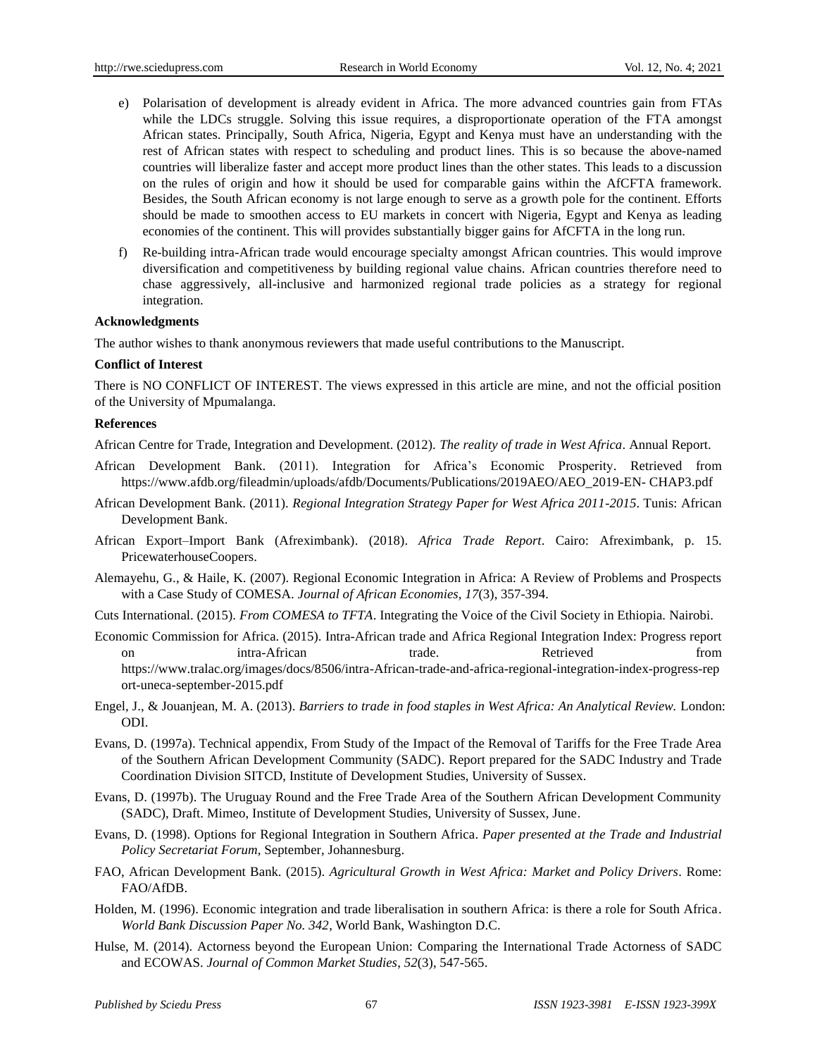e) Polarisation of development is already evident in Africa. The more advanced countries gain from FTAs while the LDCs struggle. Solving this issue requires, a disproportionate operation of the FTA amongst African states. Principally, South Africa, Nigeria, Egypt and Kenya must have an understanding with the rest of African states with respect to scheduling and product lines. This is so because the above-named countries will liberalize faster and accept more product lines than the other states. This leads to a discussion on the rules of origin and how it should be used for comparable gains within the AfCFTA framework. Besides, the South African economy is not large enough to serve as a growth pole for the continent. Efforts should be made to smoothen access to EU markets in concert with Nigeria, Egypt and Kenya as leading economies of the continent. This will provides substantially bigger gains for AfCFTA in the long run.

f) Re-building intra-African trade would encourage specialty amongst African countries. This would improve diversification and competitiveness by building regional value chains. African countries therefore need to chase aggressively, all-inclusive and harmonized regional trade policies as a strategy for regional integration.

**Acknowledgments**

The author wishes to thank anonymous reviewers that made useful contributions to the Manuscript.

**Conflict of Interest**

There is NO CONFLICT OF INTEREST. The views expressed in this article are mine, and not the official position of the University of Mpumalanga.

**References**

African Centre for Trade, Integration and Development. (2012). *The reality of trade in West Africa*. Annual Report.

African Development Bank. (2011). Integration for Africa's Economic Prosperity. Retrieved from https://www.afdb.org/fileadmin/uploads/afdb/Documents/Publications/2019AEO/AEO_2019-EN- CHAP3.pdf

African Development Bank. (2011). *Regional Integration Strategy Paper for West Africa 2011-2015*. Tunis: African Development Bank.

African Export–Import Bank (Afreximbank). (2018). *Africa Trade Report*. Cairo: Afreximbank, p. 15. PricewaterhouseCoopers.

Alemayehu, G., & Haile, K. (2007). Regional Economic Integration in Africa: A Review of Problems and Prospects with a Case Study of COMESA. *Journal of African Economies, 17*(3), 357-394.

Cuts International. (2015). *From COMESA to TFTA*. Integrating the Voice of the Civil Society in Ethiopia. Nairobi.

Economic Commission for Africa. (2015). Intra-African trade and Africa Regional Integration Index: Progress report on intra-African trade. Retrieved from https://www.tralac.org/images/docs/8506/intra-African-trade-and-africa-regional-integration-index-progress-report-uneca-september-2015.pdf

Engel, J., & Jouanjean, M. A. (2013). *Barriers to trade in food staples in West Africa: An Analytical Review.* London: ODI.

Evans, D. (1997a). Technical appendix, From Study of the Impact of the Removal of Tariffs for the Free Trade Area of the Southern African Development Community (SADC). Report prepared for the SADC Industry and Trade Coordination Division SITCD, Institute of Development Studies, University of Sussex.

Evans, D. (1997b). The Uruguay Round and the Free Trade Area of the Southern African Development Community (SADC), Draft. Mimeo, Institute of Development Studies, University of Sussex, June.

Evans, D. (1998). Options for Regional Integration in Southern Africa. *Paper presented at the Trade and Industrial Policy Secretariat Forum*, September, Johannesburg.

FAO, African Development Bank. (2015). *Agricultural Growth in West Africa: Market and Policy Drivers*. Rome: FAO/AfDB.

Holden, M. (1996). Economic integration and trade liberalisation in southern Africa: is there a role for South Africa. *World Bank Discussion Paper No. 342*, World Bank, Washington D.C.

Hulse, M. (2014). Actorness beyond the European Union: Comparing the International Trade Actorness of SADC and ECOWAS. *Journal of Common Market Studies*, *52*(3), 547-565.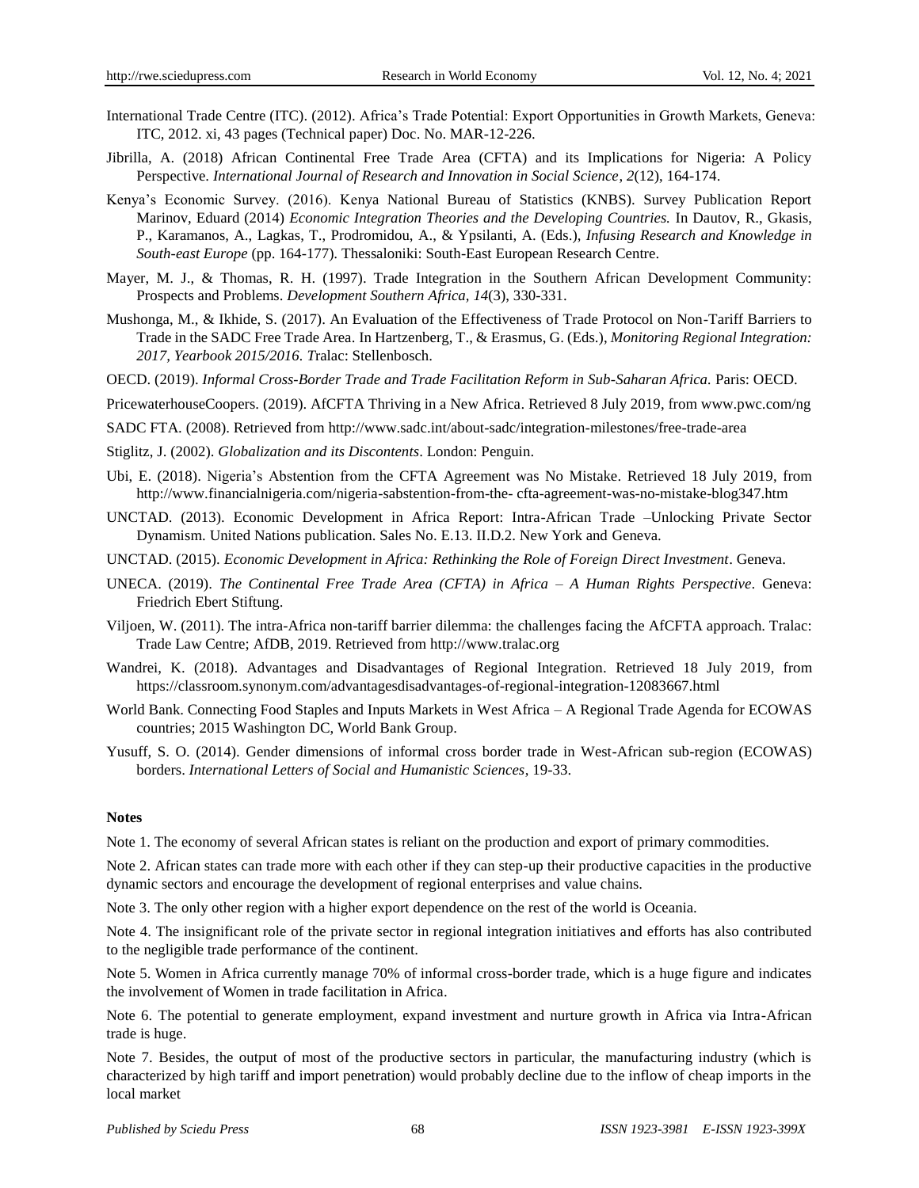International Trade Centre (ITC). (2012). Africa's Trade Potential: Export Opportunities in Growth Markets, Geneva: ITC, 2012. xi, 43 pages (Technical paper) Doc. No. MAR-12-226.

Jibrilla, A. (2018) African Continental Free Trade Area (CFTA) and its Implications for Nigeria: A Policy Perspective. *International Journal of Research and Innovation in Social Science*, *2*(12), 164-174.

Kenya's Economic Survey. (2016). Kenya National Bureau of Statistics (KNBS). Survey Publication Report Marinov, Eduard (2014) *Economic Integration Theories and the Developing Countries.* In Dautov, R., Gkasis, P., Karamanos, A., Lagkas, T., Prodromidou, A., & Ypsilanti, A. (Eds.), *Infusing Research and Knowledge in South-east Europe* (pp. 164-177). Thessaloniki: South-East European Research Centre.

Mayer, M. J., & Thomas, R. H. (1997). Trade Integration in the Southern African Development Community: Prospects and Problems. *Development Southern Africa, 14*(3), 330-331.

Mushonga, M., & Ikhide, S. (2017). An Evaluation of the Effectiveness of Trade Protocol on Non-Tariff Barriers to Trade in the SADC Free Trade Area. In Hartzenberg, T., & Erasmus, G. (Eds.), *Monitoring Regional Integration: 2017, Yearbook 2015/2016. T*ralac: Stellenbosch.

OECD. (2019). *Informal Cross-Border Trade and Trade Facilitation Reform in Sub-Saharan Africa.* Paris: OECD.

PricewaterhouseCoopers. (2019). AfCFTA Thriving in a New Africa. Retrieved 8 July 2019, from www.pwc.com/ng

SADC FTA. (2008). Retrieved from http://www.sadc.int/about-sadc/integration-milestones/free-trade-area

Stiglitz, J. (2002). *Globalization and its Discontents*. London: Penguin.

Ubi, E. (2018). Nigeria's Abstention from the CFTA Agreement was No Mistake. Retrieved 18 July 2019, from http://www.financialnigeria.com/nigeria-sabstention-from-the- cfta-agreement-was-no-mistake-blog347.htm

UNCTAD. (2013). Economic Development in Africa Report: Intra-African Trade –Unlocking Private Sector Dynamism. United Nations publication. Sales No. E.13. II.D.2. New York and Geneva.

UNCTAD. (2015). *Economic Development in Africa: Rethinking the Role of Foreign Direct Investment*. Geneva.

UNECA. (2019). *The Continental Free Trade Area (CFTA) in Africa – A Human Rights Perspective*. Geneva: Friedrich Ebert Stiftung.

Viljoen, W. (2011). The intra-Africa non-tariff barrier dilemma: the challenges facing the AfCFTA approach. Tralac: Trade Law Centre; AfDB, 2019. Retrieved from http://www.tralac.org

Wandrei, K. (2018). Advantages and Disadvantages of Regional Integration. Retrieved 18 July 2019, from https://classroom.synonym.com/advantagesdisadvantages-of-regional-integration-12083667.html

World Bank. Connecting Food Staples and Inputs Markets in West Africa – A Regional Trade Agenda for ECOWAS countries; 2015 Washington DC, World Bank Group.

Yusuff, S. O. (2014). Gender dimensions of informal cross border trade in West-African sub-region (ECOWAS) borders. *International Letters of Social and Humanistic Sciences*, 19-33.

**Notes**

Note 1. The economy of several African states is reliant on the production and export of primary commodities.

Note 2. African states can trade more with each other if they can step-up their productive capacities in the productive dynamic sectors and encourage the development of regional enterprises and value chains.

Note 3. The only other region with a higher export dependence on the rest of the world is Oceania.

Note 4. The insignificant role of the private sector in regional integration initiatives and efforts has also contributed to the negligible trade performance of the continent.

Note 5. Women in Africa currently manage 70% of informal cross-border trade, which is a huge figure and indicates the involvement of Women in trade facilitation in Africa.

Note 6. The potential to generate employment, expand investment and nurture growth in Africa via Intra-African trade is huge.

Note 7. Besides, the output of most of the productive sectors in particular, the manufacturing industry (which is characterized by high tariff and import penetration) would probably decline due to the inflow of cheap imports in the local market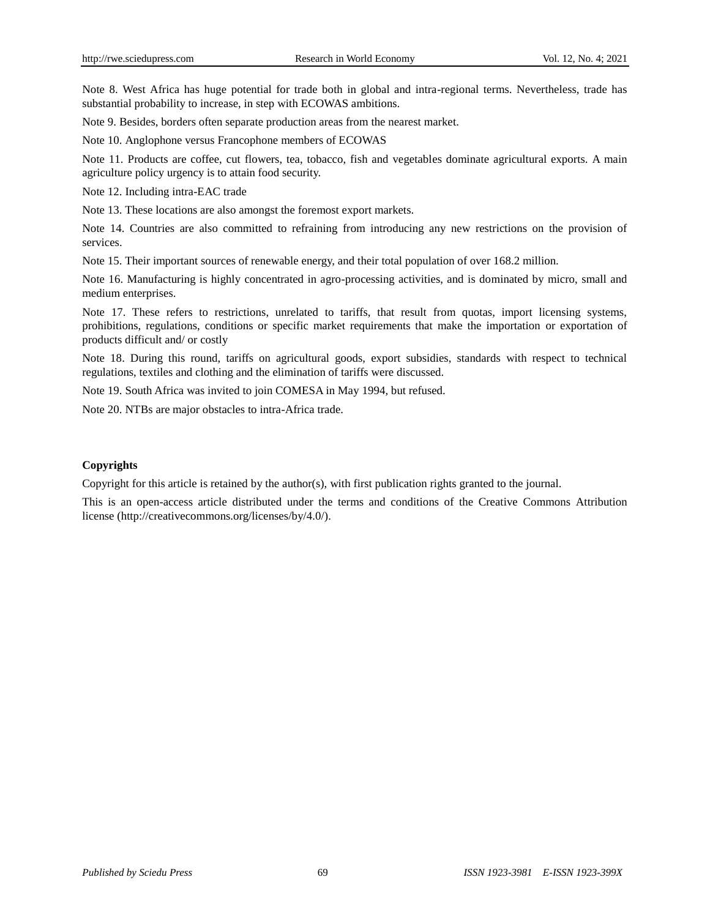Note 8. West Africa has huge potential for trade both in global and intra-regional terms. Nevertheless, trade has substantial probability to increase, in step with ECOWAS ambitions.

Note 9. Besides, borders often separate production areas from the nearest market.

Note 10. Anglophone versus Francophone members of ECOWAS

Note 11. Products are coffee, cut flowers, tea, tobacco, fish and vegetables dominate agricultural exports. A main agriculture policy urgency is to attain food security.

Note 12. Including intra-EAC trade

Note 13. These locations are also amongst the foremost export markets.

Note 14. Countries are also committed to refraining from introducing any new restrictions on the provision of services.

Note 15. Their important sources of renewable energy, and their total population of over 168.2 million.

Note 16. Manufacturing is highly concentrated in agro-processing activities, and is dominated by micro, small and medium enterprises.

Note 17. These refers to restrictions, unrelated to tariffs, that result from quotas, import licensing systems, prohibitions, regulations, conditions or specific market requirements that make the importation or exportation of products difficult and/ or costly

Note 18. During this round, tariffs on agricultural goods, export subsidies, standards with respect to technical regulations, textiles and clothing and the elimination of tariffs were discussed.

Note 19. South Africa was invited to join COMESA in May 1994, but refused.

Note 20. NTBs are major obstacles to intra-Africa trade.

**Copyrights**

Copyright for this article is retained by the author(s), with first publication rights granted to the journal.

This is an open-access article distributed under the terms and conditions of the Creative Commons Attribution license (http://creativecommons.org/licenses/by/4.0/).